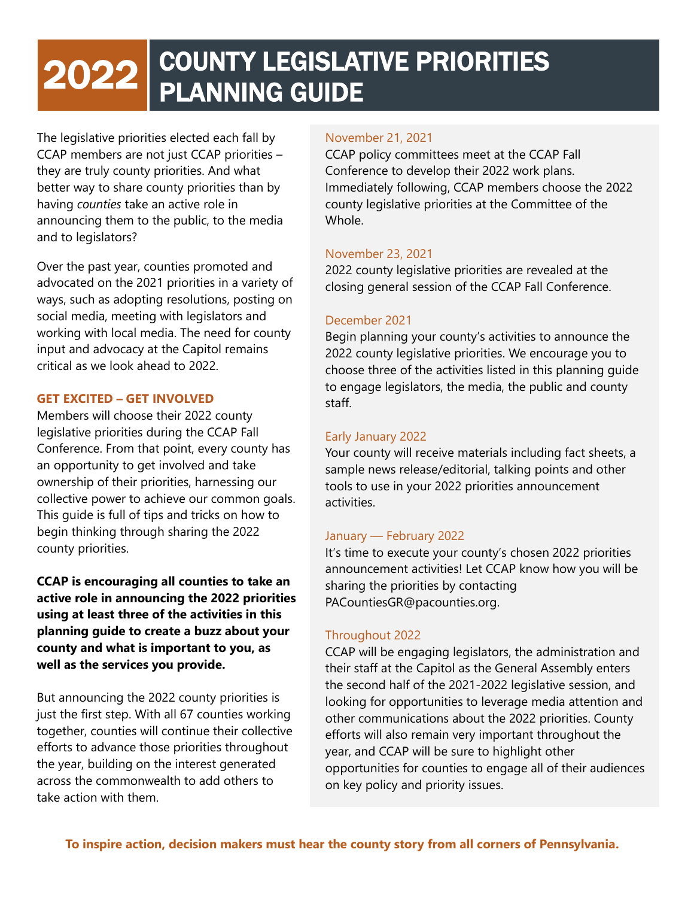# 2022 COUNTY LEGISLATIVE PRIORITIES PLANNING GUIDE

The legislative priorities elected each fall by CCAP members are not just CCAP priorities – they are truly county priorities. And what better way to share county priorities than by having *counties* take an active role in announcing them to the public, to the media and to legislators?

Over the past year, counties promoted and advocated on the 2021 priorities in a variety of ways, such as adopting resolutions, posting on social media, meeting with legislators and working with local media. The need for county input and advocacy at the Capitol remains critical as we look ahead to 2022.

### GET EXCITED – GET INVOLVED

Members will choose their 2022 county legislative priorities during the CCAP Fall Conference. From that point, every county has an opportunity to get involved and take ownership of their priorities, harnessing our collective power to achieve our common goals. This guide is full of tips and tricks on how to begin thinking through sharing the 2022 county priorities.

**CCAP is encouraging all counties to take an active role in announcing the 2022 priorities using at least three of the activities in this planning guide to create a buzz about your county and what is important to you, as well as the services you provide.**

But announcing the 2022 county priorities is just the first step. With all 67 counties working together, counties will continue their collective efforts to advance those priorities throughout the year, building on the interest generated across the commonwealth to add others to take action with them.

**November 21, 2021**
CCAP policy committees meet at the CCAP Fall Conference to develop their 2022 work plans. Immediately following, CCAP members choose the 2022 county legislative priorities at the Committee of the Whole.

**November 23, 2021**
2022 county legislative priorities are revealed at the closing general session of the CCAP Fall Conference.

**December 2021**
Begin planning your county's activities to announce the 2022 county legislative priorities. We encourage you to choose three of the activities listed in this planning guide to engage legislators, the media, the public and county staff.

**Early January 2022**
Your county will receive materials including fact sheets, a sample news release/editorial, talking points and other tools to use in your 2022 priorities announcement activities.

**January — February 2022**
It's time to execute your county's chosen 2022 priorities announcement activities! Let CCAP know how you will be sharing the priorities by contacting PACountiesGR@pacounties.org.

**Throughout 2022**
CCAP will be engaging legislators, the administration and their staff at the Capitol as the General Assembly enters the second half of the 2021-2022 legislative session, and looking for opportunities to leverage media attention and other communications about the 2022 priorities. County efforts will also remain very important throughout the year, and CCAP will be sure to highlight other opportunities for counties to engage all of their audiences on key policy and priority issues.

**To inspire action, decision makers must hear the county story from all corners of Pennsylvania.**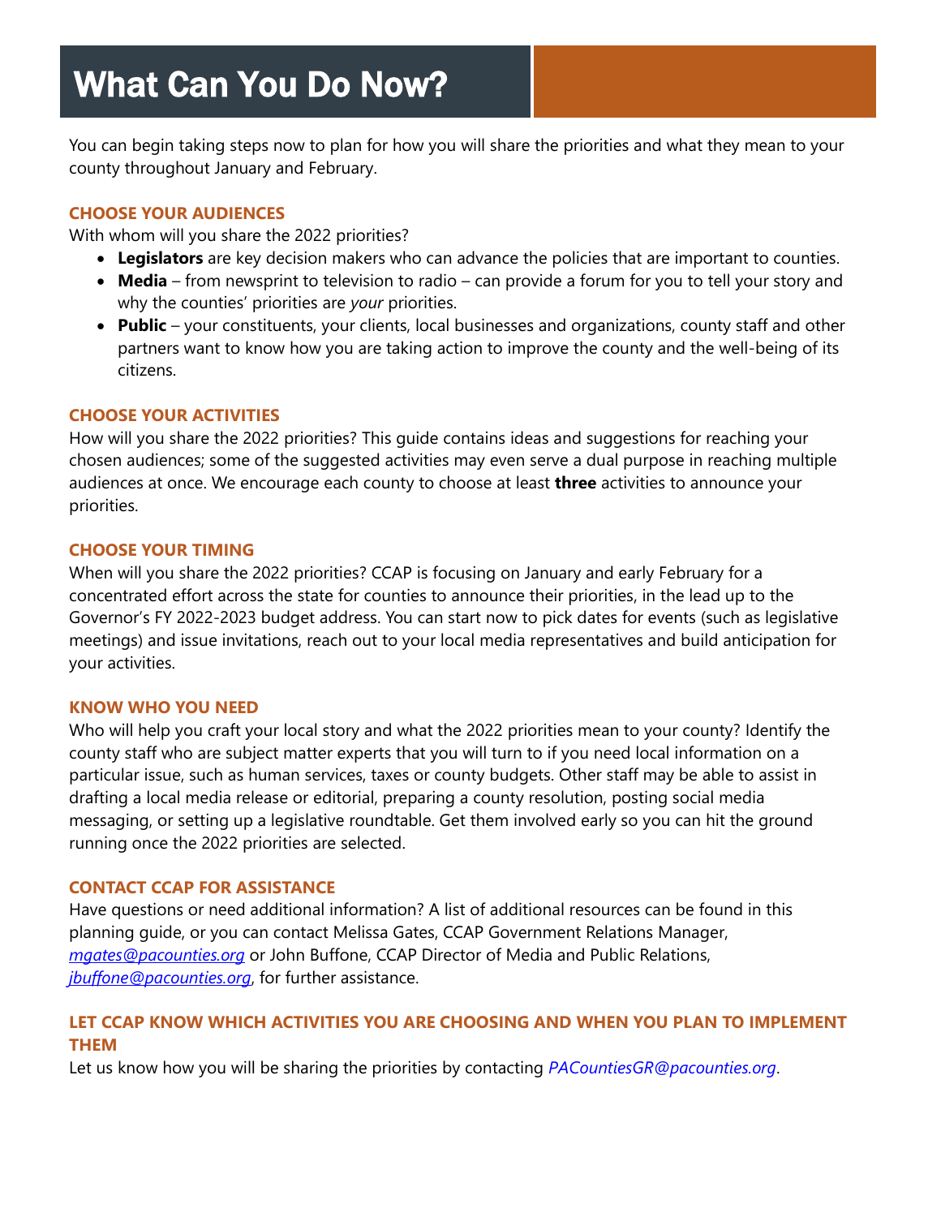# What Can You Do Now?

You can begin taking steps now to plan for how you will share the priorities and what they mean to your county throughout January and February.

### CHOOSE YOUR AUDIENCES

With whom will you share the 2022 priorities?

- **Legislators** are key decision makers who can advance the policies that are important to counties.
- **Media** – from newsprint to television to radio – can provide a forum for you to tell your story and why the counties' priorities are *your* priorities.
- **Public** – your constituents, your clients, local businesses and organizations, county staff and other partners want to know how you are taking action to improve the county and the well-being of its citizens.

### CHOOSE YOUR ACTIVITIES

How will you share the 2022 priorities? This guide contains ideas and suggestions for reaching your chosen audiences; some of the suggested activities may even serve a dual purpose in reaching multiple audiences at once. We encourage each county to choose at least **three** activities to announce your priorities.

### CHOOSE YOUR TIMING

When will you share the 2022 priorities? CCAP is focusing on January and early February for a concentrated effort across the state for counties to announce their priorities, in the lead up to the Governor's FY 2022-2023 budget address. You can start now to pick dates for events (such as legislative meetings) and issue invitations, reach out to your local media representatives and build anticipation for your activities.

### KNOW WHO YOU NEED

Who will help you craft your local story and what the 2022 priorities mean to your county? Identify the county staff who are subject matter experts that you will turn to if you need local information on a particular issue, such as human services, taxes or county budgets. Other staff may be able to assist in drafting a local media release or editorial, preparing a county resolution, posting social media messaging, or setting up a legislative roundtable. Get them involved early so you can hit the ground running once the 2022 priorities are selected.

### CONTACT CCAP FOR ASSISTANCE

Have questions or need additional information? A list of additional resources can be found in this planning guide, or you can contact Melissa Gates, CCAP Government Relations Manager, *mgates@pacounties.org* or John Buffone, CCAP Director of Media and Public Relations, *jbuffone@pacounties.org*, for further assistance.

### LET CCAP KNOW WHICH ACTIVITIES YOU ARE CHOOSING AND WHEN YOU PLAN TO IMPLEMENT THEM

Let us know how you will be sharing the priorities by contacting *PACountiesGR@pacounties.org*.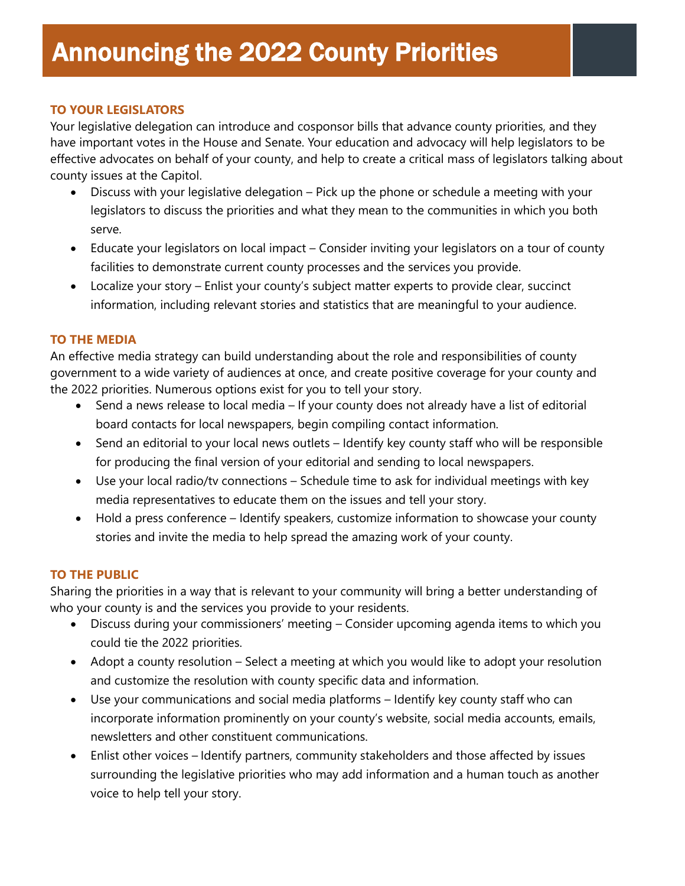# Announcing the 2022 County Priorities

### TO YOUR LEGISLATORS

Your legislative delegation can introduce and cosponsor bills that advance county priorities, and they have important votes in the House and Senate. Your education and advocacy will help legislators to be effective advocates on behalf of your county, and help to create a critical mass of legislators talking about county issues at the Capitol.

- Discuss with your legislative delegation – Pick up the phone or schedule a meeting with your legislators to discuss the priorities and what they mean to the communities in which you both serve.
- Educate your legislators on local impact – Consider inviting your legislators on a tour of county facilities to demonstrate current county processes and the services you provide.
- Localize your story – Enlist your county's subject matter experts to provide clear, succinct information, including relevant stories and statistics that are meaningful to your audience.

### TO THE MEDIA

An effective media strategy can build understanding about the role and responsibilities of county government to a wide variety of audiences at once, and create positive coverage for your county and the 2022 priorities. Numerous options exist for you to tell your story.

- Send a news release to local media – If your county does not already have a list of editorial board contacts for local newspapers, begin compiling contact information.
- Send an editorial to your local news outlets – Identify key county staff who will be responsible for producing the final version of your editorial and sending to local newspapers.
- Use your local radio/tv connections – Schedule time to ask for individual meetings with key media representatives to educate them on the issues and tell your story.
- Hold a press conference – Identify speakers, customize information to showcase your county stories and invite the media to help spread the amazing work of your county.

### TO THE PUBLIC

Sharing the priorities in a way that is relevant to your community will bring a better understanding of who your county is and the services you provide to your residents.

- Discuss during your commissioners' meeting – Consider upcoming agenda items to which you could tie the 2022 priorities.
- Adopt a county resolution – Select a meeting at which you would like to adopt your resolution and customize the resolution with county specific data and information.
- Use your communications and social media platforms – Identify key county staff who can incorporate information prominently on your county's website, social media accounts, emails, newsletters and other constituent communications.
- Enlist other voices – Identify partners, community stakeholders and those affected by issues surrounding the legislative priorities who may add information and a human touch as another voice to help tell your story.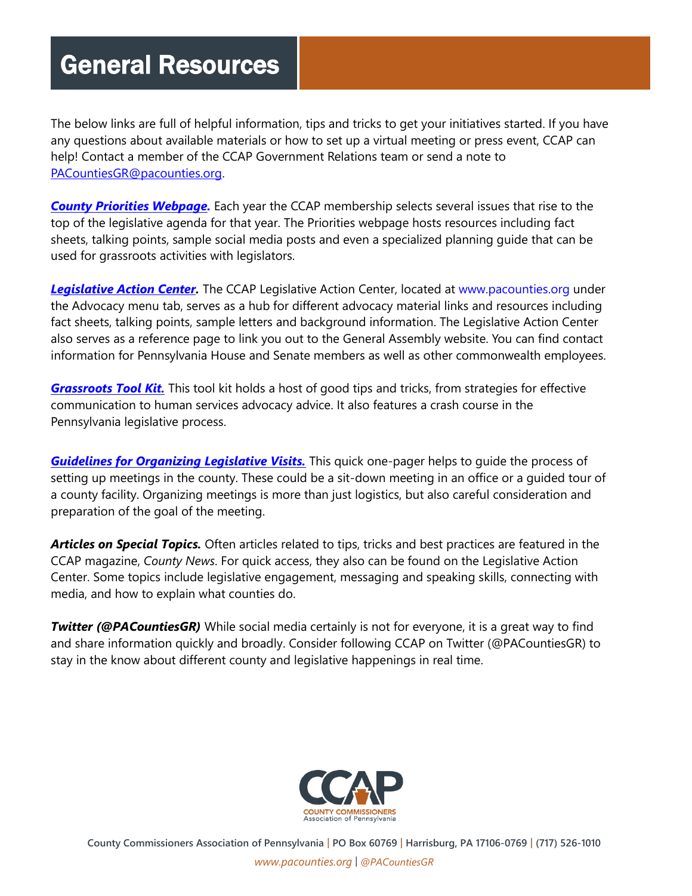# General Resources

The below links are full of helpful information, tips and tricks to get your initiatives started. If you have any questions about available materials or how to set up a virtual meeting or press event, CCAP can help! Contact a member of the CCAP Government Relations team or send a note to PACountiesGR@pacounties.org.

***County Priorities Webpage.*** Each year the CCAP membership selects several issues that rise to the top of the legislative agenda for that year. The Priorities webpage hosts resources including fact sheets, talking points, sample social media posts and even a specialized planning guide that can be used for grassroots activities with legislators.

***Legislative Action Center.*** The CCAP Legislative Action Center, located at www.pacounties.org under the Advocacy menu tab, serves as a hub for different advocacy material links and resources including fact sheets, talking points, sample letters and background information. The Legislative Action Center also serves as a reference page to link you out to the General Assembly website. You can find contact information for Pennsylvania House and Senate members as well as other commonwealth employees.

***Grassroots Tool Kit.*** This tool kit holds a host of good tips and tricks, from strategies for effective communication to human services advocacy advice. It also features a crash course in the Pennsylvania legislative process.

***Guidelines for Organizing Legislative Visits.*** This quick one-pager helps to guide the process of setting up meetings in the county. These could be a sit-down meeting in an office or a guided tour of a county facility. Organizing meetings is more than just logistics, but also careful consideration and preparation of the goal of the meeting.

***Articles on Special Topics.*** Often articles related to tips, tricks and best practices are featured in the CCAP magazine, *County News*. For quick access, they also can be found on the Legislative Action Center. Some topics include legislative engagement, messaging and speaking skills, connecting with media, and how to explain what counties do.

***Twitter (@PACountiesGR)*** While social media certainly is not for everyone, it is a great way to find and share information quickly and broadly. Consider following CCAP on Twitter (@PACountiesGR) to stay in the know about different county and legislative happenings in real time.

CCAP
COUNTY COMMISSIONERS Association of Pennsylvania

County Commissioners Association of Pennsylvania | PO Box 60769 | Harrisburg, PA 17106-0769 | (717) 526-1010

*www.pacounties.org* | *@PACountiesGR*